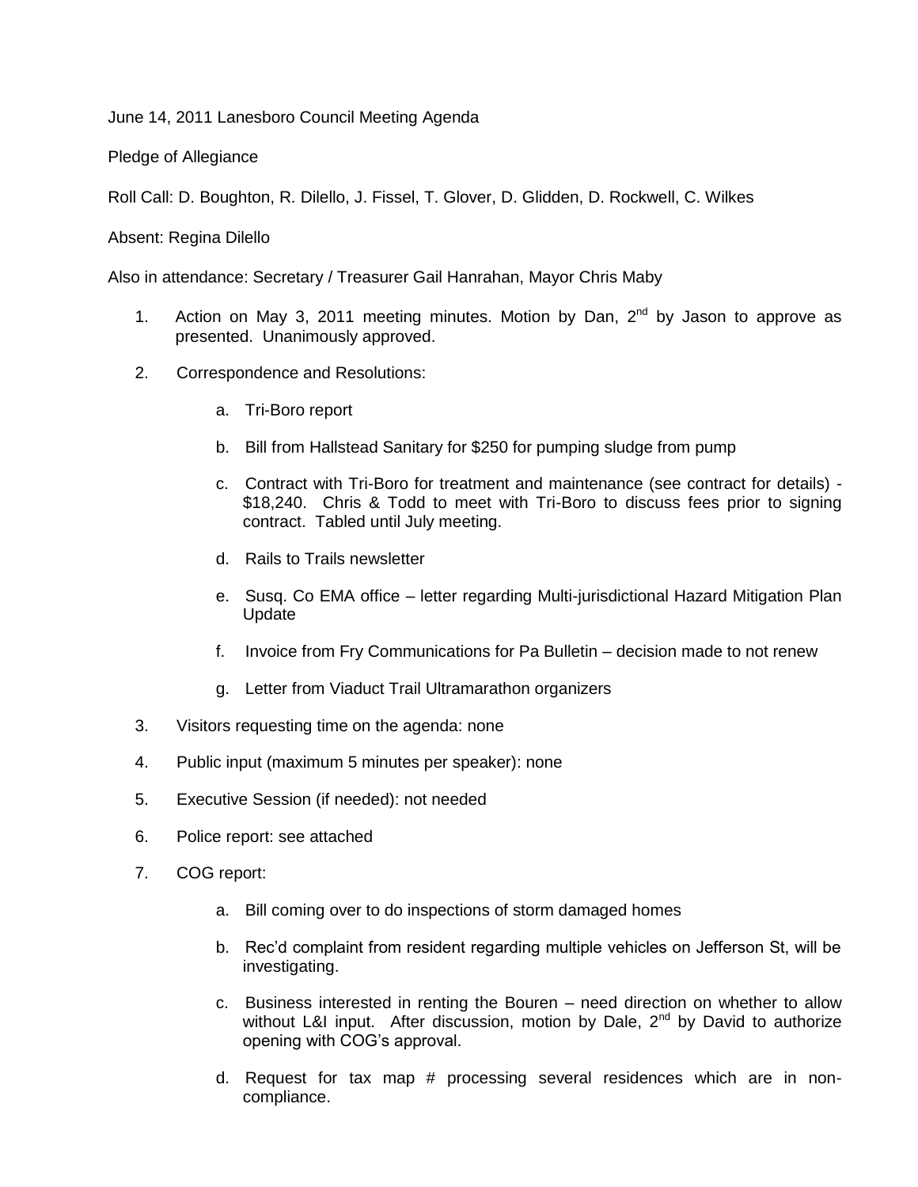June 14, 2011 Lanesboro Council Meeting Agenda

Pledge of Allegiance

Roll Call: D. Boughton, R. Dilello, J. Fissel, T. Glover, D. Glidden, D. Rockwell, C. Wilkes

Absent: Regina Dilello

Also in attendance: Secretary / Treasurer Gail Hanrahan, Mayor Chris Maby

1. Action on May 3, 2011 meeting minutes. Motion by Dan, 2nd by Jason to approve as presented. Unanimously approved.

2. Correspondence and Resolutions:

   a. Tri-Boro report

   b. Bill from Hallstead Sanitary for $250 for pumping sludge from pump

   c. Contract with Tri-Boro for treatment and maintenance (see contract for details) - $18,240. Chris & Todd to meet with Tri-Boro to discuss fees prior to signing contract. Tabled until July meeting.

   d. Rails to Trails newsletter

   e. Susq. Co EMA office – letter regarding Multi-jurisdictional Hazard Mitigation Plan Update

   f. Invoice from Fry Communications for Pa Bulletin – decision made to not renew

   g. Letter from Viaduct Trail Ultramarathon organizers

3. Visitors requesting time on the agenda: none

4. Public input (maximum 5 minutes per speaker): none

5. Executive Session (if needed): not needed

6. Police report: see attached

7. COG report:

   a. Bill coming over to do inspections of storm damaged homes

   b. Rec'd complaint from resident regarding multiple vehicles on Jefferson St, will be investigating.

   c. Business interested in renting the Bouren – need direction on whether to allow without L&I input. After discussion, motion by Dale, 2nd by David to authorize opening with COG's approval.

   d. Request for tax map # processing several residences which are in non-compliance.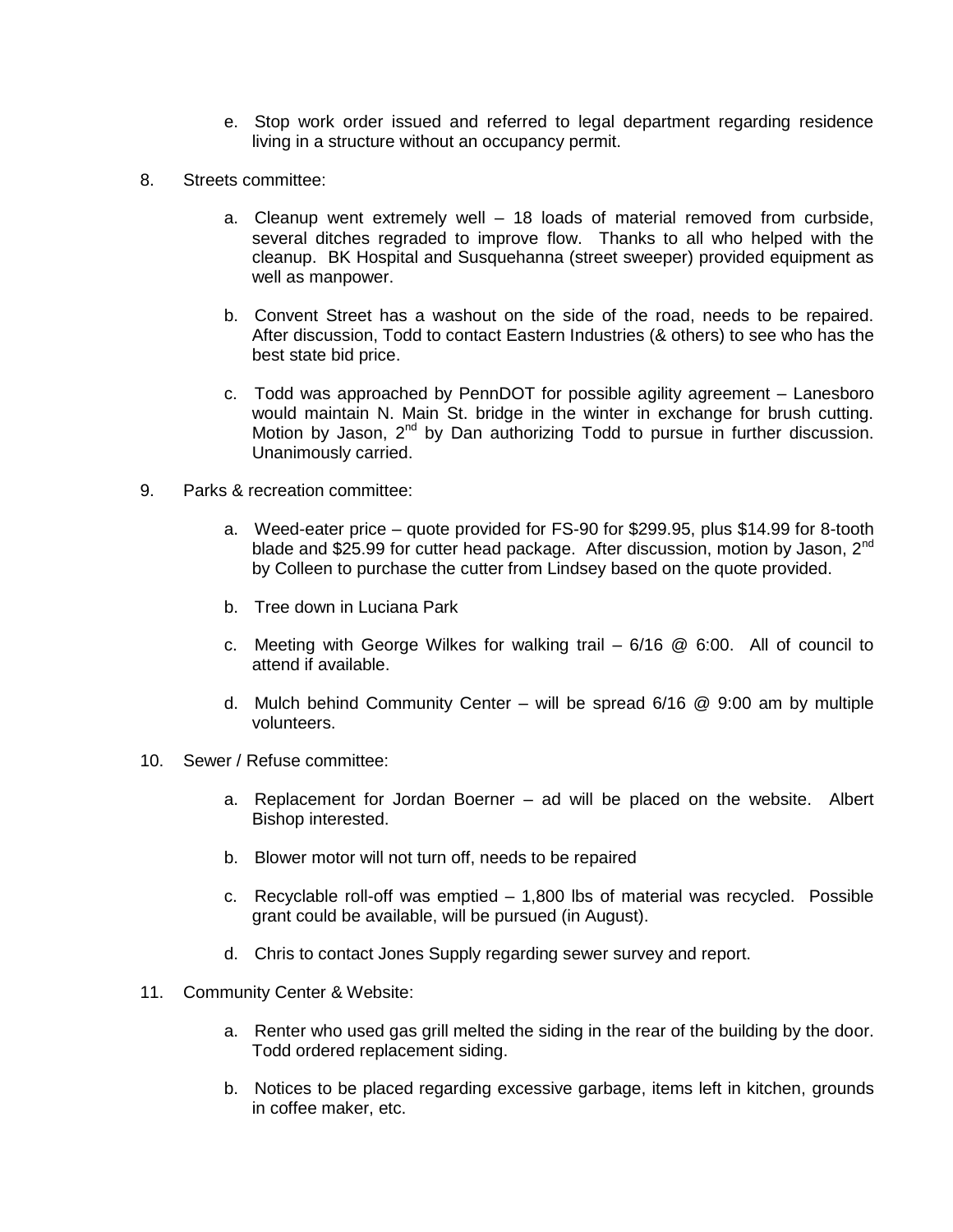e. Stop work order issued and referred to legal department regarding residence living in a structure without an occupancy permit.

8. Streets committee:

   a. Cleanup went extremely well – 18 loads of material removed from curbside, several ditches regraded to improve flow. Thanks to all who helped with the cleanup. BK Hospital and Susquehanna (street sweeper) provided equipment as well as manpower.

   b. Convent Street has a washout on the side of the road, needs to be repaired. After discussion, Todd to contact Eastern Industries (& others) to see who has the best state bid price.

   c. Todd was approached by PennDOT for possible agility agreement – Lanesboro would maintain N. Main St. bridge in the winter in exchange for brush cutting. Motion by Jason, 2nd by Dan authorizing Todd to pursue in further discussion. Unanimously carried.

9. Parks & recreation committee:

   a. Weed-eater price – quote provided for FS-90 for $299.95, plus $14.99 for 8-tooth blade and $25.99 for cutter head package. After discussion, motion by Jason, 2nd by Colleen to purchase the cutter from Lindsey based on the quote provided.

   b. Tree down in Luciana Park

   c. Meeting with George Wilkes for walking trail – 6/16 @ 6:00. All of council to attend if available.

   d. Mulch behind Community Center – will be spread 6/16 @ 9:00 am by multiple volunteers.

10. Sewer / Refuse committee:

   a. Replacement for Jordan Boerner – ad will be placed on the website. Albert Bishop interested.

   b. Blower motor will not turn off, needs to be repaired

   c. Recyclable roll-off was emptied – 1,800 lbs of material was recycled. Possible grant could be available, will be pursued (in August).

   d. Chris to contact Jones Supply regarding sewer survey and report.

11. Community Center & Website:

   a. Renter who used gas grill melted the siding in the rear of the building by the door. Todd ordered replacement siding.

   b. Notices to be placed regarding excessive garbage, items left in kitchen, grounds in coffee maker, etc.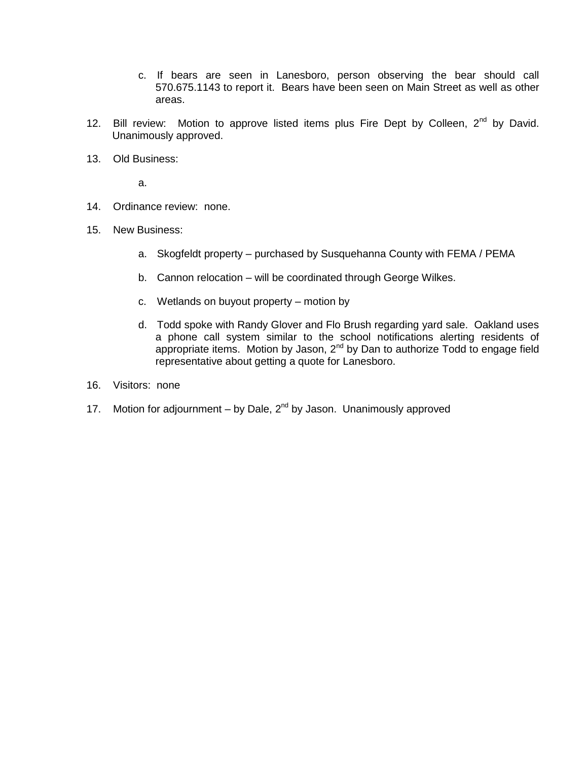c. If bears are seen in Lanesboro, person observing the bear should call 570.675.1143 to report it. Bears have been seen on Main Street as well as other areas.

12. Bill review: Motion to approve listed items plus Fire Dept by Colleen, 2nd by David. Unanimously approved.

13. Old Business:

    a.

14. Ordinance review: none.

15. New Business:

    a. Skogfeldt property – purchased by Susquehanna County with FEMA / PEMA

    b. Cannon relocation – will be coordinated through George Wilkes.

    c. Wetlands on buyout property – motion by

    d. Todd spoke with Randy Glover and Flo Brush regarding yard sale. Oakland uses a phone call system similar to the school notifications alerting residents of appropriate items. Motion by Jason, 2nd by Dan to authorize Todd to engage field representative about getting a quote for Lanesboro.

16. Visitors: none

17. Motion for adjournment – by Dale, 2nd by Jason. Unanimously approved